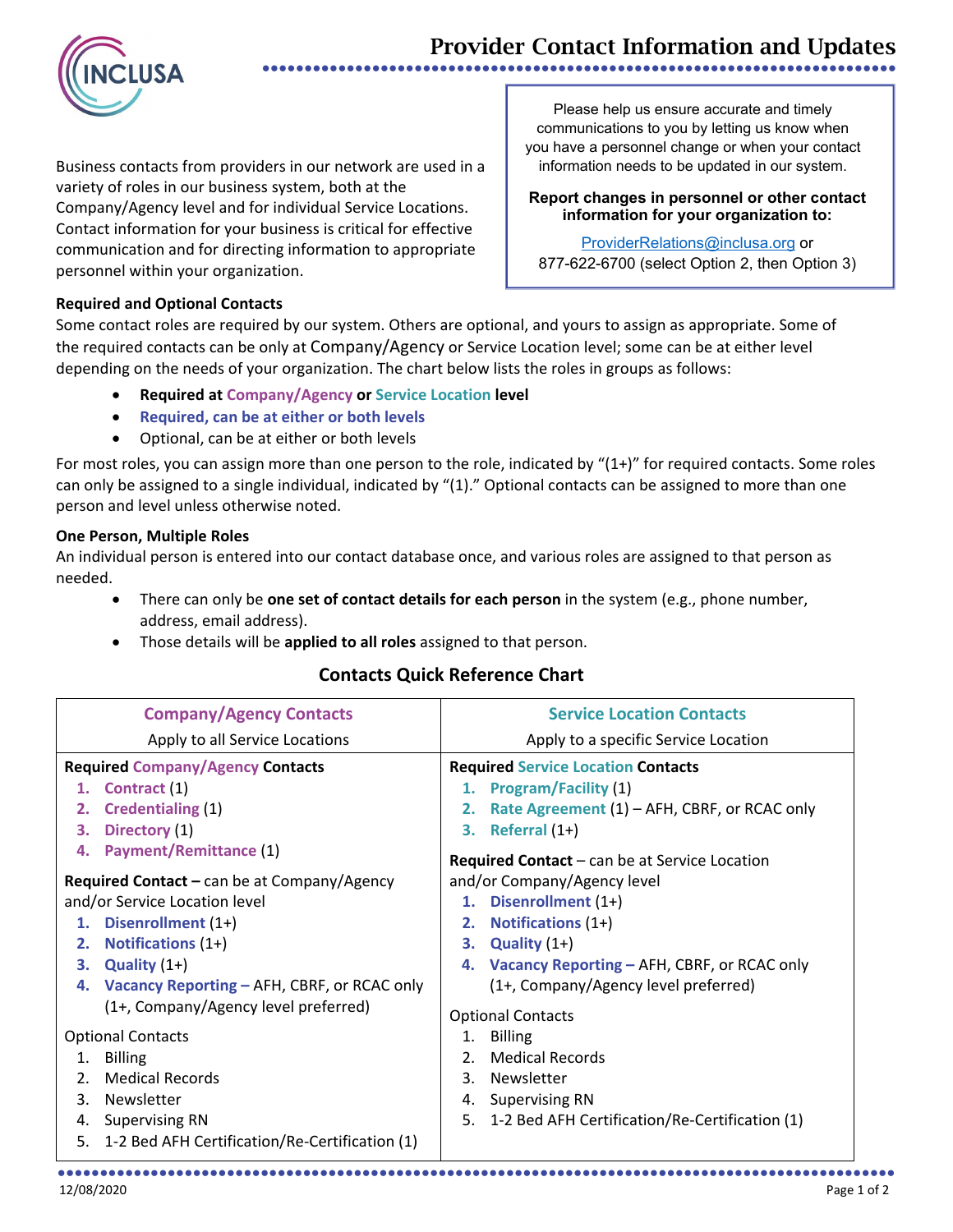# Provider Contact Information and Updates

> Please help us ensure accurate and timely communications to you by letting us know when you have a personnel change or when your contact information needs to be updated in our system.
>
> **Report changes in personnel or other contact information for your organization to:**
>
> ProviderRelations@inclusa.org or
> 877-622-6700 (select Option 2, then Option 3)

Business contacts from providers in our network are used in a variety of roles in our business system, both at the Company/Agency level and for individual Service Locations. Contact information for your business is critical for effective communication and for directing information to appropriate personnel within your organization.

**Required and Optional Contacts**

Some contact roles are required by our system. Others are optional, and yours to assign as appropriate. Some of the required contacts can be only at Company/Agency or Service Location level; some can be at either level depending on the needs of your organization. The chart below lists the roles in groups as follows:

- **Required at Company/Agency or Service Location level**
- **Required, can be at either or both levels**
- Optional, can be at either or both levels

For most roles, you can assign more than one person to the role, indicated by "(1+)" for required contacts. Some roles can only be assigned to a single individual, indicated by "(1)." Optional contacts can be assigned to more than one person and level unless otherwise noted.

**One Person, Multiple Roles**

An individual person is entered into our contact database once, and various roles are assigned to that person as needed.

- There can only be **one set of contact details for each person** in the system (e.g., phone number, address, email address).
- Those details will be **applied to all roles** assigned to that person.

## Contacts Quick Reference Chart

| **Company/Agency Contacts**<br>Apply to all Service Locations | **Service Location Contacts**<br>Apply to a specific Service Location |
|---|---|
| **Required Company/Agency Contacts**<br>1. **Contract** (1)<br>2. **Credentialing** (1)<br>3. **Directory** (1)<br>4. **Payment/Remittance** (1) | **Required Service Location Contacts**<br>1. **Program/Facility** (1)<br>2. **Rate Agreement** (1) – AFH, CBRF, or RCAC only<br>3. **Referral** (1+) |
| **Required Contact –** can be at Company/Agency and/or Service Location level<br>1. **Disenrollment** (1+)<br>2. **Notifications** (1+)<br>3. **Quality** (1+)<br>4. **Vacancy Reporting –** AFH, CBRF, or RCAC only (1+, Company/Agency level preferred) | **Required Contact** – can be at Service Location and/or Company/Agency level<br>1. **Disenrollment** (1+)<br>2. **Notifications** (1+)<br>3. **Quality** (1+)<br>4. **Vacancy Reporting –** AFH, CBRF, or RCAC only (1+, Company/Agency level preferred) |
| Optional Contacts<br>1. Billing<br>2. Medical Records<br>3. Newsletter<br>4. Supervising RN<br>5. 1-2 Bed AFH Certification/Re-Certification (1) | Optional Contacts<br>1. Billing<br>2. Medical Records<br>3. Newsletter<br>4. Supervising RN<br>5. 1-2 Bed AFH Certification/Re-Certification (1) |

12/08/2020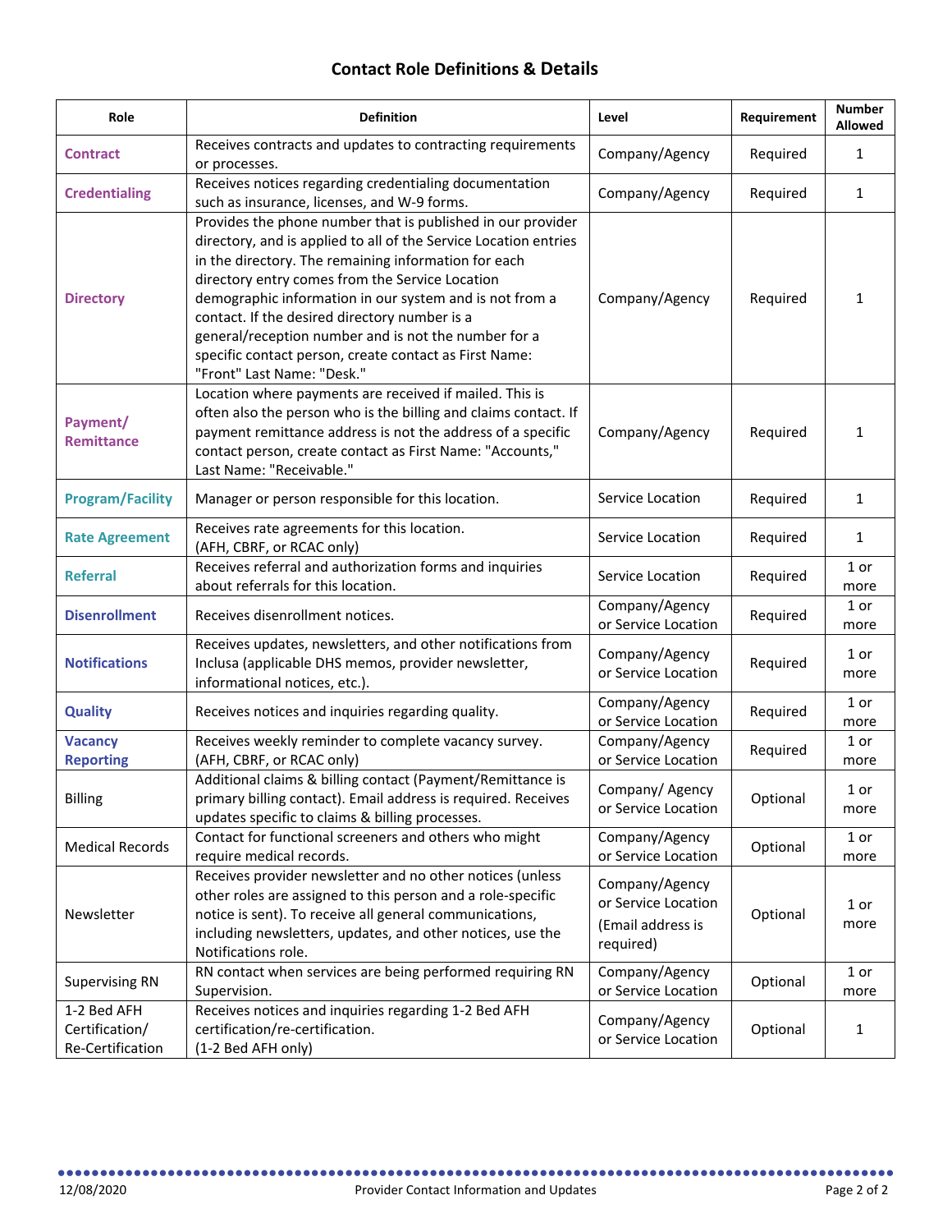## Contact Role Definitions & Details

| Role | Definition | Level | Requirement | Number Allowed |
|---|---|---|---|---|
| **Contract** | Receives contracts and updates to contracting requirements or processes. | Company/Agency | Required | 1 |
| **Credentialing** | Receives notices regarding credentialing documentation such as insurance, licenses, and W-9 forms. | Company/Agency | Required | 1 |
| **Directory** | Provides the phone number that is published in our provider directory, and is applied to all of the Service Location entries in the directory. The remaining information for each directory entry comes from the Service Location demographic information in our system and is not from a contact. If the desired directory number is a general/reception number and is not the number for a specific contact person, create contact as First Name: "Front" Last Name: "Desk." | Company/Agency | Required | 1 |
| **Payment/ Remittance** | Location where payments are received if mailed. This is often also the person who is the billing and claims contact. If payment remittance address is not the address of a specific contact person, create contact as First Name: "Accounts," Last Name: "Receivable." | Company/Agency | Required | 1 |
| **Program/Facility** | Manager or person responsible for this location. | Service Location | Required | 1 |
| **Rate Agreement** | Receives rate agreements for this location. (AFH, CBRF, or RCAC only) | Service Location | Required | 1 |
| **Referral** | Receives referral and authorization forms and inquiries about referrals for this location. | Service Location | Required | 1 or more |
| **Disenrollment** | Receives disenrollment notices. | Company/Agency or Service Location | Required | 1 or more |
| **Notifications** | Receives updates, newsletters, and other notifications from Inclusa (applicable DHS memos, provider newsletter, informational notices, etc.). | Company/Agency or Service Location | Required | 1 or more |
| **Quality** | Receives notices and inquiries regarding quality. | Company/Agency or Service Location | Required | 1 or more |
| **Vacancy Reporting** | Receives weekly reminder to complete vacancy survey. (AFH, CBRF, or RCAC only) | Company/Agency or Service Location | Required | 1 or more |
| Billing | Additional claims & billing contact (Payment/Remittance is primary billing contact). Email address is required. Receives updates specific to claims & billing processes. | Company/ Agency or Service Location | Optional | 1 or more |
| Medical Records | Contact for functional screeners and others who might require medical records. | Company/Agency or Service Location | Optional | 1 or more |
| Newsletter | Receives provider newsletter and no other notices (unless other roles are assigned to this person and a role-specific notice is sent). To receive all general communications, including newsletters, updates, and other notices, use the Notifications role. | Company/Agency or Service Location (Email address is required) | Optional | 1 or more |
| Supervising RN | RN contact when services are being performed requiring RN Supervision. | Company/Agency or Service Location | Optional | 1 or more |
| 1-2 Bed AFH Certification/ Re-Certification | Receives notices and inquiries regarding 1-2 Bed AFH certification/re-certification. (1-2 Bed AFH only) | Company/Agency or Service Location | Optional | 1 |